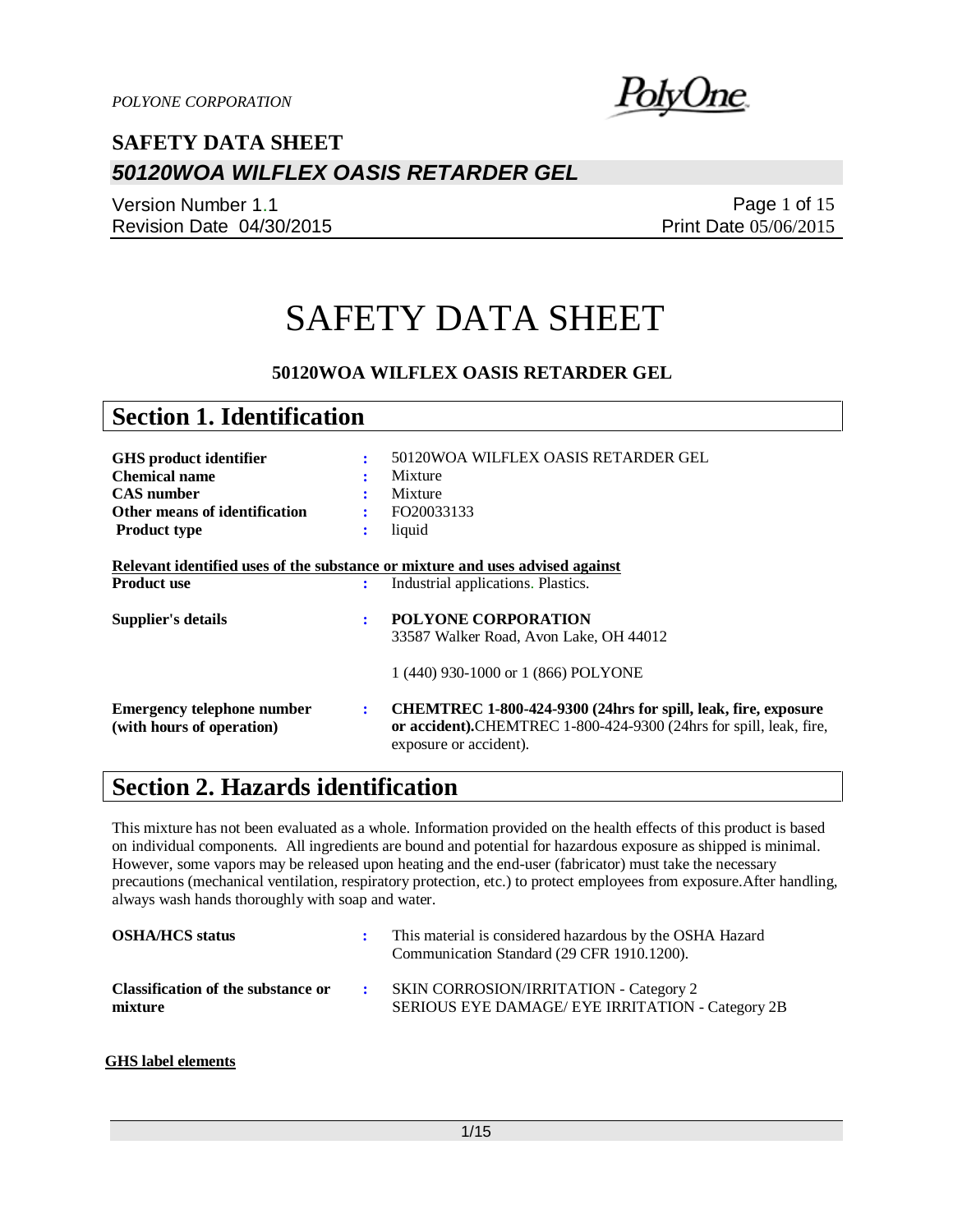# SAFETY DATA SHEET

**50120WOA WILFLEX OASIS RETARDER GEL**

## Section 1. Identification

| | | |
|---|---|---|
| **GHS product identifier** | : | 50120WOA WILFLEX OASIS RETARDER GEL |
| **Chemical name** | : | Mixture |
| **CAS number** | : | Mixture |
| **Other means of identification** | : | FO20033133 |
| **Product type** | : | liquid |

**Relevant identified uses of the substance or mixture and uses advised against**

| | | |
|---|---|---|
| **Product use** | : | Industrial applications. Plastics. |
| **Supplier's details** | : | **POLYONE CORPORATION**<br>33587 Walker Road, Avon Lake, OH 44012<br><br>1 (440) 930-1000 or 1 (866) POLYONE |
| **Emergency telephone number (with hours of operation)** | : | **CHEMTREC 1-800-424-9300 (24hrs for spill, leak, fire, exposure or accident).**CHEMTREC 1-800-424-9300 (24hrs for spill, leak, fire, exposure or accident). |

## Section 2. Hazards identification

This mixture has not been evaluated as a whole. Information provided on the health effects of this product is based on individual components. All ingredients are bound and potential for hazardous exposure as shipped is minimal. However, some vapors may be released upon heating and the end-user (fabricator) must take the necessary precautions (mechanical ventilation, respiratory protection, etc.) to protect employees from exposure.After handling, always wash hands thoroughly with soap and water.

| | | |
|---|---|---|
| **OSHA/HCS status** | : | This material is considered hazardous by the OSHA Hazard Communication Standard (29 CFR 1910.1200). |
| **Classification of the substance or mixture** | : | SKIN CORROSION/IRRITATION - Category 2<br>SERIOUS EYE DAMAGE/ EYE IRRITATION - Category 2B |

**GHS label elements**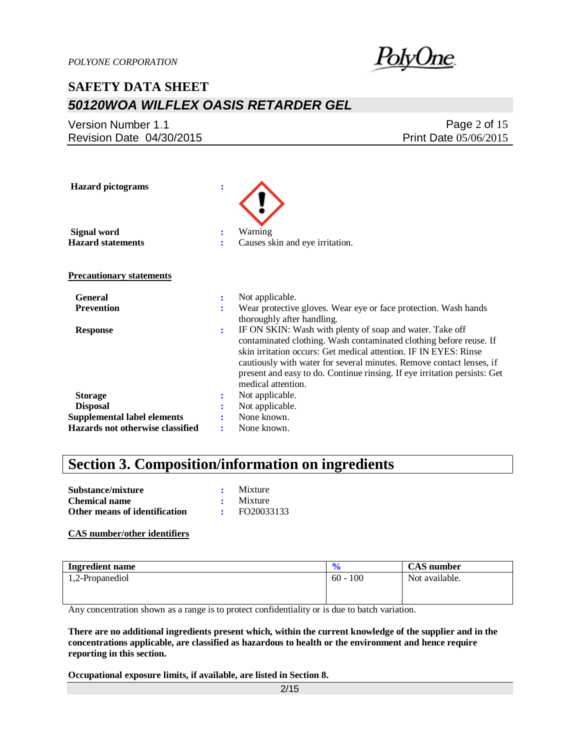**Hazard pictograms** :

**Signal word** : Warning

**Hazard statements** : Causes skin and eye irritation.

**Precautionary statements**

**General** : Not applicable.

**Prevention** : Wear protective gloves. Wear eye or face protection. Wash hands thoroughly after handling.

**Response** : IF ON SKIN: Wash with plenty of soap and water. Take off contaminated clothing. Wash contaminated clothing before reuse. If skin irritation occurs: Get medical attention. IF IN EYES: Rinse cautiously with water for several minutes. Remove contact lenses, if present and easy to do. Continue rinsing. If eye irritation persists: Get medical attention.

**Storage** : Not applicable.

**Disposal** : Not applicable.

**Supplemental label elements** : None known.

**Hazards not otherwise classified** : None known.

# Section 3. Composition/information on ingredients

**Substance/mixture** : Mixture

**Chemical name** : Mixture

**Other means of identification** : FO20033133

**CAS number/other identifiers**

| Ingredient name | % | CAS number |
|---|---|---|
| 1,2-Propanediol | 60 - 100 | Not available. |

Any concentration shown as a range is to protect confidentiality or is due to batch variation.

**There are no additional ingredients present which, within the current knowledge of the supplier and in the concentrations applicable, are classified as hazardous to health or the environment and hence require reporting in this section.**

**Occupational exposure limits, if available, are listed in Section 8.**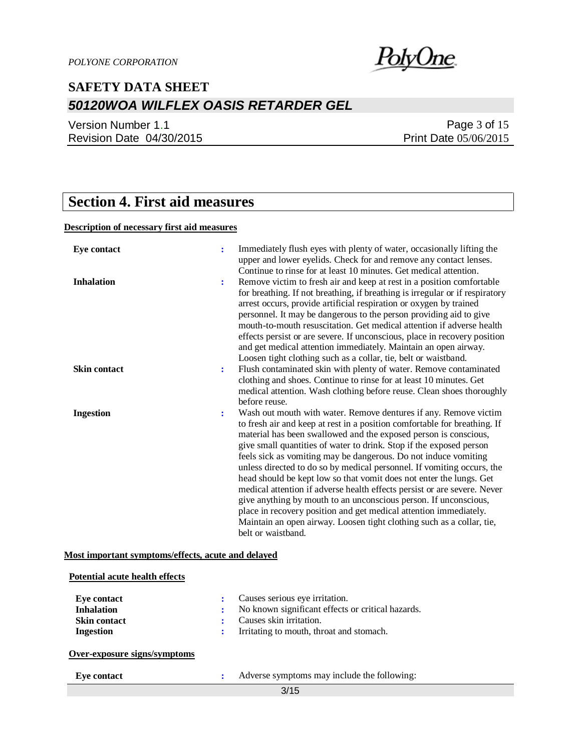# Section 4. First aid measures

**Description of necessary first aid measures**

| | |
|---|---|
| **Eye contact** | : Immediately flush eyes with plenty of water, occasionally lifting the upper and lower eyelids. Check for and remove any contact lenses. Continue to rinse for at least 10 minutes. Get medical attention. |
| **Inhalation** | : Remove victim to fresh air and keep at rest in a position comfortable for breathing. If not breathing, if breathing is irregular or if respiratory arrest occurs, provide artificial respiration or oxygen by trained personnel. It may be dangerous to the person providing aid to give mouth-to-mouth resuscitation. Get medical attention if adverse health effects persist or are severe. If unconscious, place in recovery position and get medical attention immediately. Maintain an open airway. Loosen tight clothing such as a collar, tie, belt or waistband. |
| **Skin contact** | : Flush contaminated skin with plenty of water. Remove contaminated clothing and shoes. Continue to rinse for at least 10 minutes. Get medical attention. Wash clothing before reuse. Clean shoes thoroughly before reuse. |
| **Ingestion** | : Wash out mouth with water. Remove dentures if any. Remove victim to fresh air and keep at rest in a position comfortable for breathing. If material has been swallowed and the exposed person is conscious, give small quantities of water to drink. Stop if the exposed person feels sick as vomiting may be dangerous. Do not induce vomiting unless directed to do so by medical personnel. If vomiting occurs, the head should be kept low so that vomit does not enter the lungs. Get medical attention if adverse health effects persist or are severe. Never give anything by mouth to an unconscious person. If unconscious, place in recovery position and get medical attention immediately. Maintain an open airway. Loosen tight clothing such as a collar, tie, belt or waistband. |

**Most important symptoms/effects, acute and delayed**

**Potential acute health effects**

| | |
|---|---|
| **Eye contact** | : Causes serious eye irritation. |
| **Inhalation** | : No known significant effects or critical hazards. |
| **Skin contact** | : Causes skin irritation. |
| **Ingestion** | : Irritating to mouth, throat and stomach. |

**Over-exposure signs/symptoms**

| | |
|---|---|
| **Eye contact** | : Adverse symptoms may include the following: |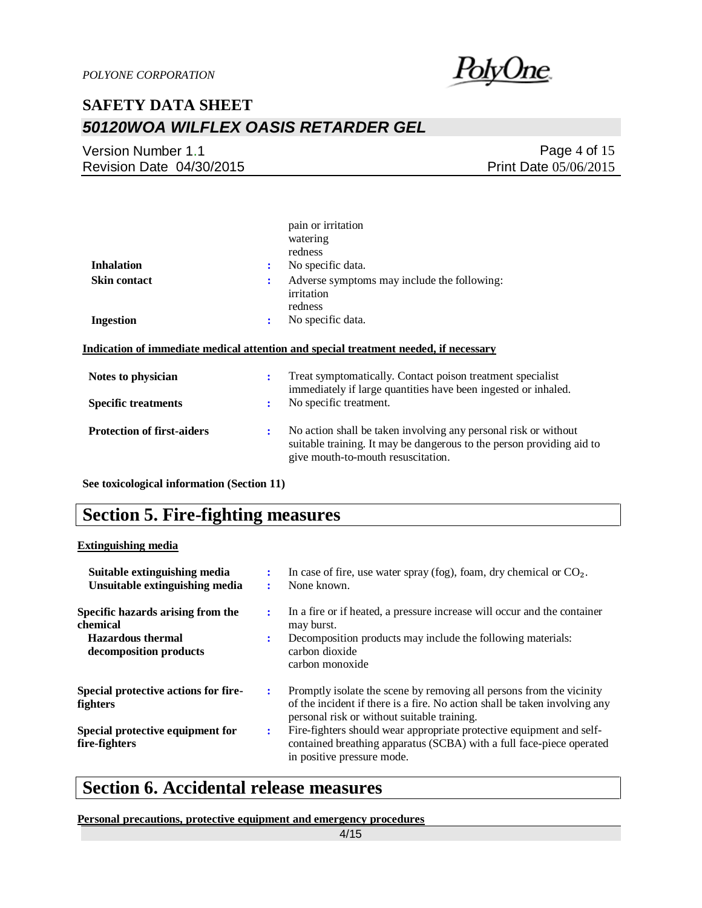| | | |
|---|---|---|
| | | pain or irritation<br>watering<br>redness |
| **Inhalation** | : | No specific data. |
| **Skin contact** | : | Adverse symptoms may include the following:<br>irritation<br>redness |
| **Ingestion** | : | No specific data. |

**Indication of immediate medical attention and special treatment needed, if necessary**

| | | |
|---|---|---|
| **Notes to physician** | : | Treat symptomatically. Contact poison treatment specialist immediately if large quantities have been ingested or inhaled. |
| **Specific treatments** | : | No specific treatment. |
| **Protection of first-aiders** | : | No action shall be taken involving any personal risk or without suitable training. It may be dangerous to the person providing aid to give mouth-to-mouth resuscitation. |

**See toxicological information (Section 11)**

# Section 5. Fire-fighting measures

**Extinguishing media**

| | | |
|---|---|---|
| **Suitable extinguishing media** | : | In case of fire, use water spray (fog), foam, dry chemical or $CO_2$. |
| **Unsuitable extinguishing media** | : | None known. |
| **Specific hazards arising from the chemical** | : | In a fire or if heated, a pressure increase will occur and the container may burst. |
| **Hazardous thermal decomposition products** | : | Decomposition products may include the following materials:<br>carbon dioxide<br>carbon monoxide |
| **Special protective actions for fire-fighters** | : | Promptly isolate the scene by removing all persons from the vicinity of the incident if there is a fire. No action shall be taken involving any personal risk or without suitable training. |
| **Special protective equipment for fire-fighters** | : | Fire-fighters should wear appropriate protective equipment and self-contained breathing apparatus (SCBA) with a full face-piece operated in positive pressure mode. |

# Section 6. Accidental release measures

**Personal precautions, protective equipment and emergency procedures**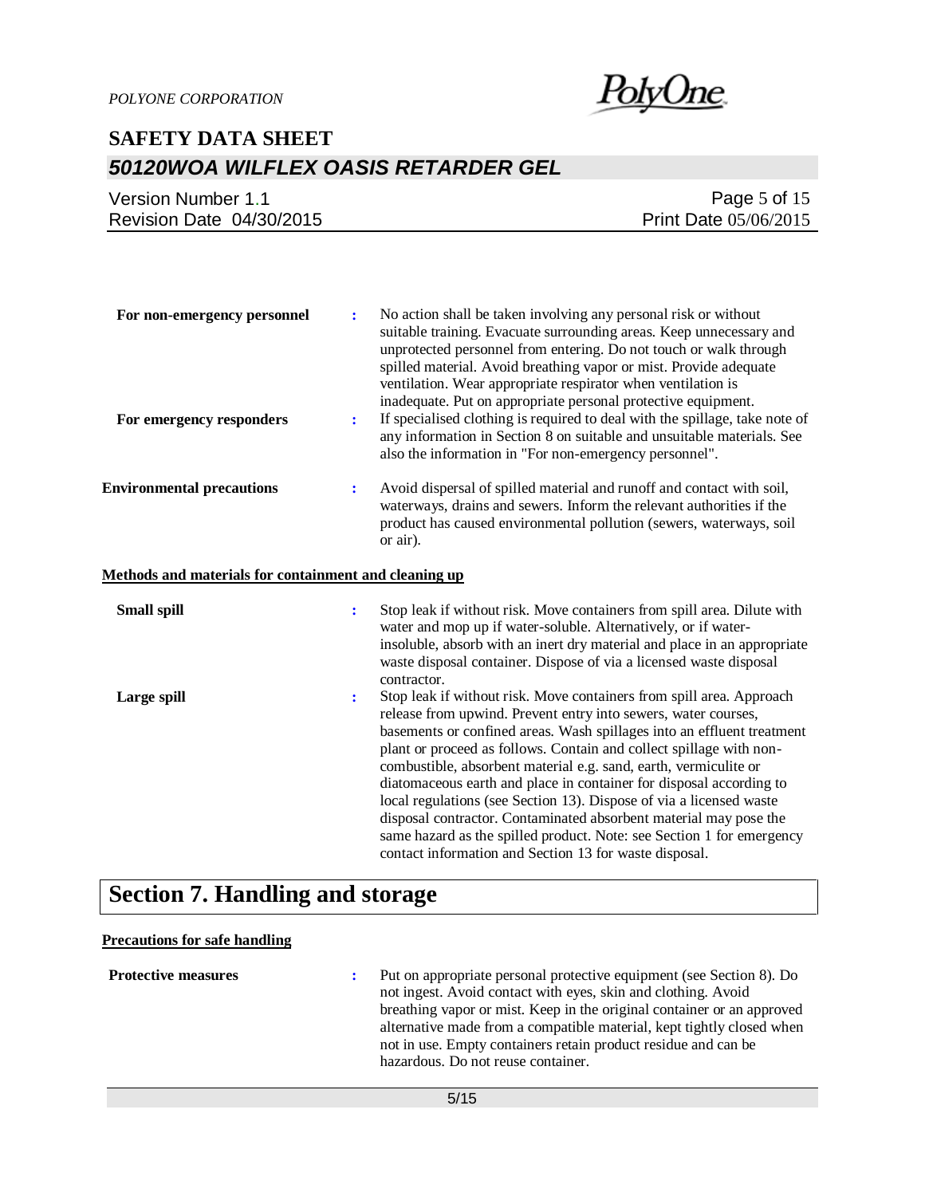**For non-emergency personnel** : No action shall be taken involving any personal risk or without suitable training. Evacuate surrounding areas. Keep unnecessary and unprotected personnel from entering. Do not touch or walk through spilled material. Avoid breathing vapor or mist. Provide adequate ventilation. Wear appropriate respirator when ventilation is inadequate. Put on appropriate personal protective equipment.

**For emergency responders** : If specialised clothing is required to deal with the spillage, take note of any information in Section 8 on suitable and unsuitable materials. See also the information in "For non-emergency personnel".

**Environmental precautions** : Avoid dispersal of spilled material and runoff and contact with soil, waterways, drains and sewers. Inform the relevant authorities if the product has caused environmental pollution (sewers, waterways, soil or air).

**Methods and materials for containment and cleaning up**

**Small spill** : Stop leak if without risk. Move containers from spill area. Dilute with water and mop up if water-soluble. Alternatively, or if water-insoluble, absorb with an inert dry material and place in an appropriate waste disposal container. Dispose of via a licensed waste disposal contractor.

**Large spill** : Stop leak if without risk. Move containers from spill area. Approach release from upwind. Prevent entry into sewers, water courses, basements or confined areas. Wash spillages into an effluent treatment plant or proceed as follows. Contain and collect spillage with non-combustible, absorbent material e.g. sand, earth, vermiculite or diatomaceous earth and place in container for disposal according to local regulations (see Section 13). Dispose of via a licensed waste disposal contractor. Contaminated absorbent material may pose the same hazard as the spilled product. Note: see Section 1 for emergency contact information and Section 13 for waste disposal.

# Section 7. Handling and storage

**Precautions for safe handling**

**Protective measures** : Put on appropriate personal protective equipment (see Section 8). Do not ingest. Avoid contact with eyes, skin and clothing. Avoid breathing vapor or mist. Keep in the original container or an approved alternative made from a compatible material, kept tightly closed when not in use. Empty containers retain product residue and can be hazardous. Do not reuse container.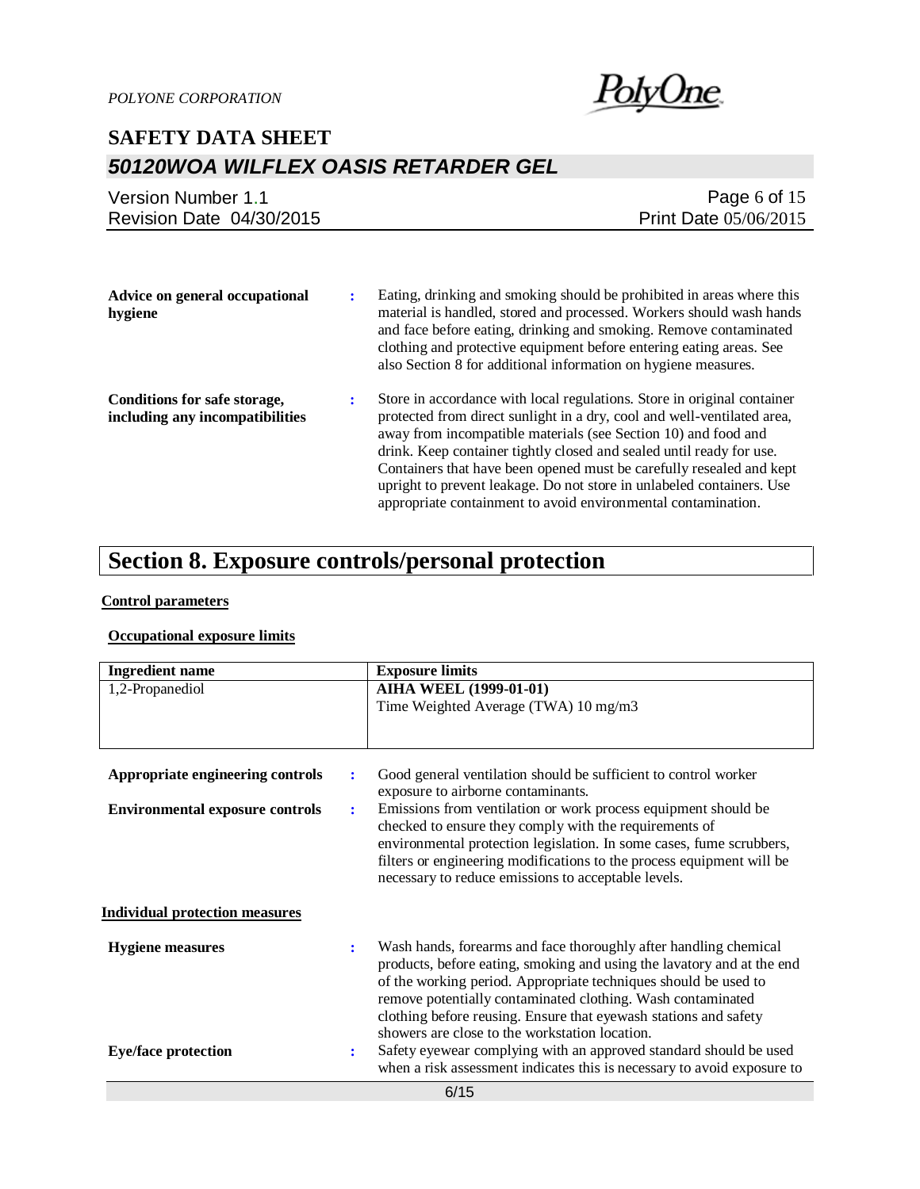**Advice on general occupational hygiene** : Eating, drinking and smoking should be prohibited in areas where this material is handled, stored and processed. Workers should wash hands and face before eating, drinking and smoking. Remove contaminated clothing and protective equipment before entering eating areas. See also Section 8 for additional information on hygiene measures.

**Conditions for safe storage, including any incompatibilities** : Store in accordance with local regulations. Store in original container protected from direct sunlight in a dry, cool and well-ventilated area, away from incompatible materials (see Section 10) and food and drink. Keep container tightly closed and sealed until ready for use. Containers that have been opened must be carefully resealed and kept upright to prevent leakage. Do not store in unlabeled containers. Use appropriate containment to avoid environmental contamination.

# Section 8. Exposure controls/personal protection

**Control parameters**

**Occupational exposure limits**

| Ingredient name | Exposure limits |
|---|---|
| 1,2-Propanediol | **AIHA WEEL (1999-01-01)**<br>Time Weighted Average (TWA) 10 mg/m3 |

**Appropriate engineering controls** : Good general ventilation should be sufficient to control worker exposure to airborne contaminants.

**Environmental exposure controls** : Emissions from ventilation or work process equipment should be checked to ensure they comply with the requirements of environmental protection legislation. In some cases, fume scrubbers, filters or engineering modifications to the process equipment will be necessary to reduce emissions to acceptable levels.

**Individual protection measures**

**Hygiene measures** : Wash hands, forearms and face thoroughly after handling chemical products, before eating, smoking and using the lavatory and at the end of the working period. Appropriate techniques should be used to remove potentially contaminated clothing. Wash contaminated clothing before reusing. Ensure that eyewash stations and safety showers are close to the workstation location.

**Eye/face protection** : Safety eyewear complying with an approved standard should be used when a risk assessment indicates this is necessary to avoid exposure to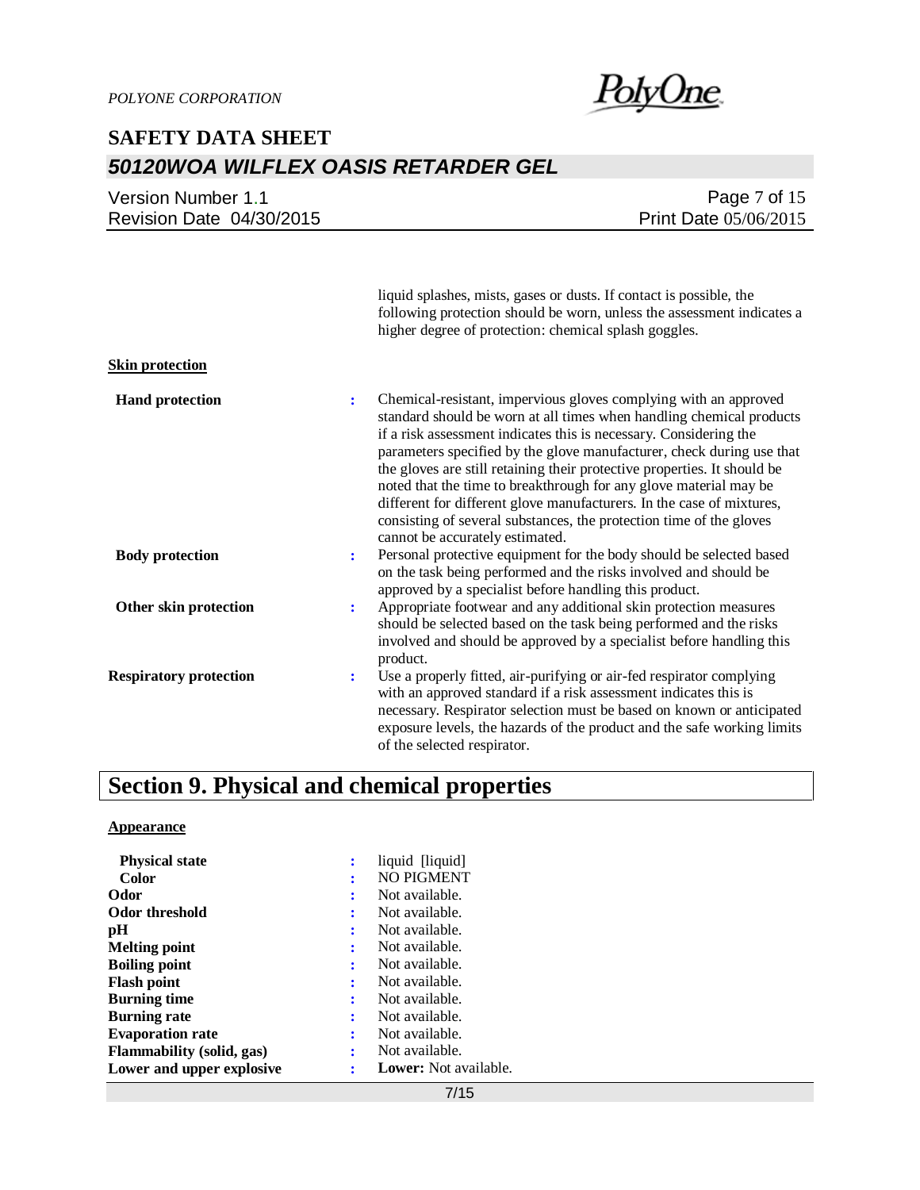liquid splashes, mists, gases or dusts. If contact is possible, the following protection should be worn, unless the assessment indicates a higher degree of protection: chemical splash goggles.

**Skin protection**

| | | |
|---|---|---|
| **Hand protection** | : | Chemical-resistant, impervious gloves complying with an approved standard should be worn at all times when handling chemical products if a risk assessment indicates this is necessary. Considering the parameters specified by the glove manufacturer, check during use that the gloves are still retaining their protective properties. It should be noted that the time to breakthrough for any glove material may be different for different glove manufacturers. In the case of mixtures, consisting of several substances, the protection time of the gloves cannot be accurately estimated. |
| **Body protection** | : | Personal protective equipment for the body should be selected based on the task being performed and the risks involved and should be approved by a specialist before handling this product. |
| **Other skin protection** | : | Appropriate footwear and any additional skin protection measures should be selected based on the task being performed and the risks involved and should be approved by a specialist before handling this product. |
| **Respiratory protection** | : | Use a properly fitted, air-purifying or air-fed respirator complying with an approved standard if a risk assessment indicates this is necessary. Respirator selection must be based on known or anticipated exposure levels, the hazards of the product and the safe working limits of the selected respirator. |

# Section 9. Physical and chemical properties

**Appearance**

| | | |
|---|---|---|
| **Physical state** | : | liquid [liquid] |
| **Color** | : | NO PIGMENT |
| **Odor** | : | Not available. |
| **Odor threshold** | : | Not available. |
| **pH** | : | Not available. |
| **Melting point** | : | Not available. |
| **Boiling point** | : | Not available. |
| **Flash point** | : | Not available. |
| **Burning time** | : | Not available. |
| **Burning rate** | : | Not available. |
| **Evaporation rate** | : | Not available. |
| **Flammability (solid, gas)** | : | Not available. |
| **Lower and upper explosive** | : | **Lower:** Not available. |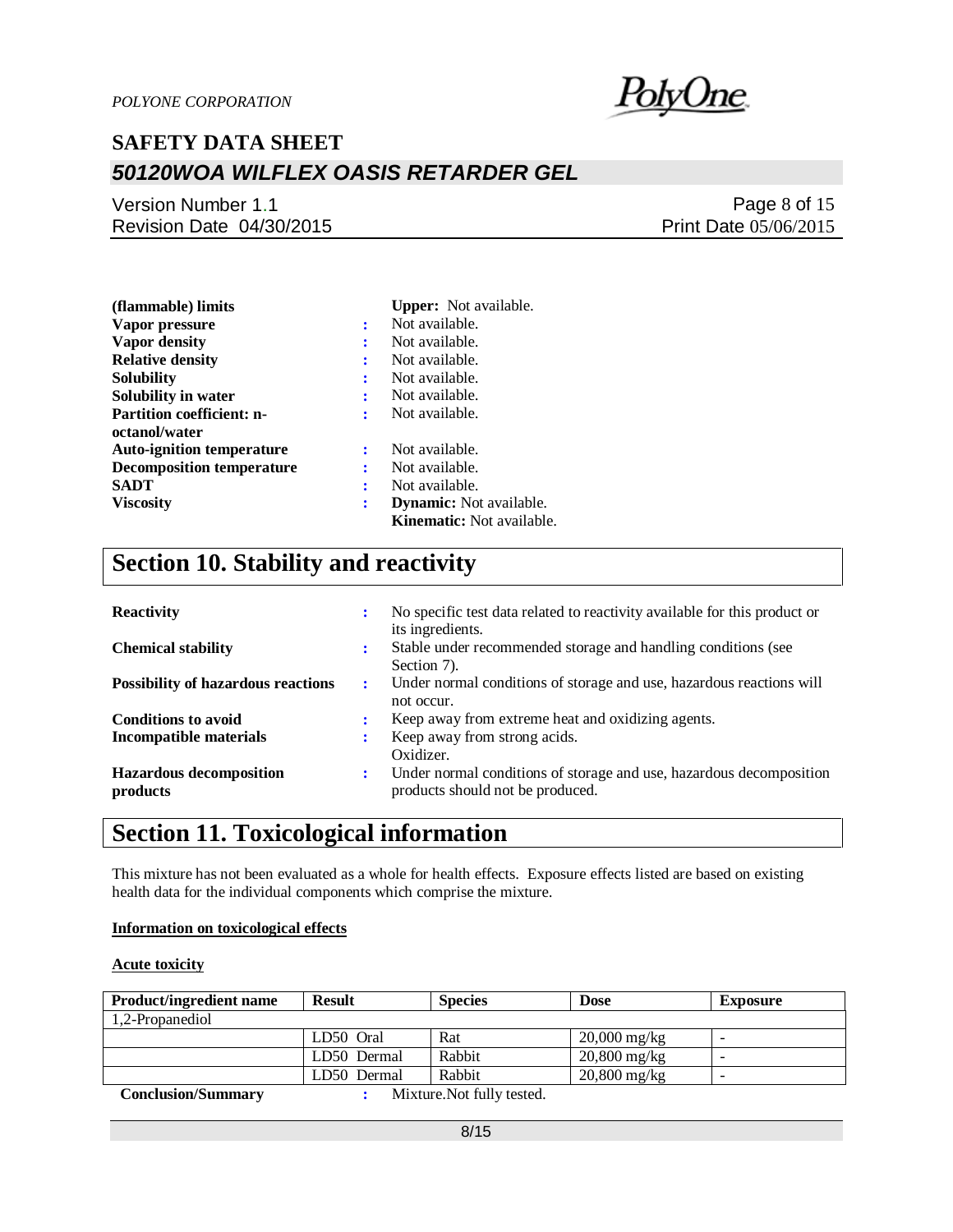| | | |
|---|---|---|
| **(flammable) limits** | | **Upper:** Not available. |
| **Vapor pressure** | : | Not available. |
| **Vapor density** | : | Not available. |
| **Relative density** | : | Not available. |
| **Solubility** | : | Not available. |
| **Solubility in water** | : | Not available. |
| **Partition coefficient: n-octanol/water** | : | Not available. |
| **Auto-ignition temperature** | : | Not available. |
| **Decomposition temperature** | : | Not available. |
| **SADT** | : | Not available. |
| **Viscosity** | : | **Dynamic:** Not available.<br>**Kinematic:** Not available. |

# Section 10. Stability and reactivity

| | | |
|---|---|---|
| **Reactivity** | : | No specific test data related to reactivity available for this product or its ingredients. |
| **Chemical stability** | : | Stable under recommended storage and handling conditions (see Section 7). |
| **Possibility of hazardous reactions** | : | Under normal conditions of storage and use, hazardous reactions will not occur. |
| **Conditions to avoid** | : | Keep away from extreme heat and oxidizing agents. |
| **Incompatible materials** | : | Keep away from strong acids.<br>Oxidizer. |
| **Hazardous decomposition products** | : | Under normal conditions of storage and use, hazardous decomposition products should not be produced. |

# Section 11. Toxicological information

This mixture has not been evaluated as a whole for health effects. Exposure effects listed are based on existing health data for the individual components which comprise the mixture.

**Information on toxicological effects**

**Acute toxicity**

| Product/ingredient name | Result | Species | Dose | Exposure |
|---|---|---|---|---|
| 1,2-Propanediol | | | | |
| | LD50 Oral | Rat | 20,000 mg/kg | - |
| | LD50 Dermal | Rabbit | 20,800 mg/kg | - |
| | LD50 Dermal | Rabbit | 20,800 mg/kg | - |

**Conclusion/Summary** : Mixture.Not fully tested.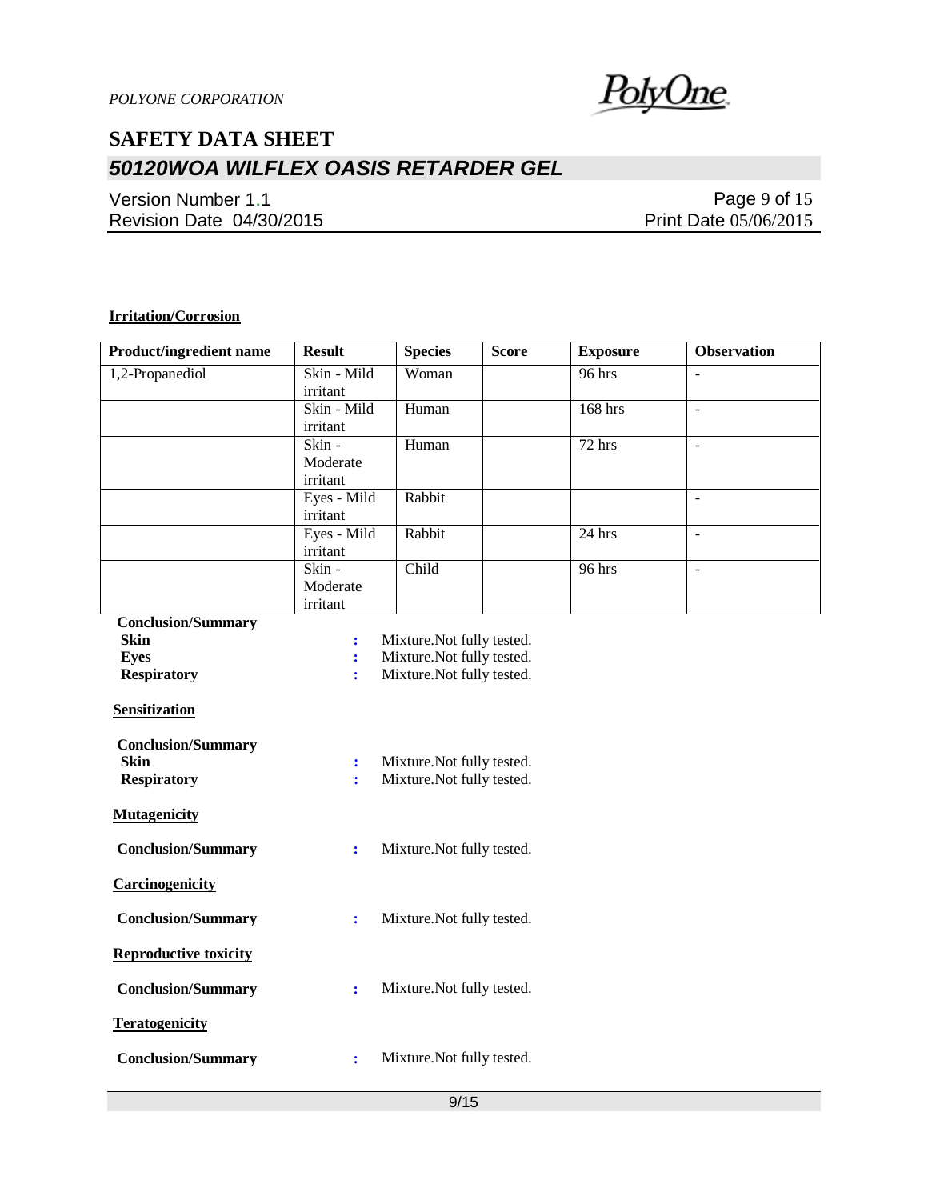**Irritation/Corrosion**

| Product/ingredient name | Result | Species | Score | Exposure | Observation |
|---|---|---|---|---|---|
| 1,2-Propanediol | Skin - Mild irritant | Woman | | 96 hrs | - |
| | Skin - Mild irritant | Human | | 168 hrs | - |
| | Skin - Moderate irritant | Human | | 72 hrs | - |
| | Eyes - Mild irritant | Rabbit | | | - |
| | Eyes - Mild irritant | Rabbit | | 24 hrs | - |
| | Skin - Moderate irritant | Child | | 96 hrs | - |

**Conclusion/Summary**

**Skin** : Mixture.Not fully tested.
**Eyes** : Mixture.Not fully tested.
**Respiratory** : Mixture.Not fully tested.

**Sensitization**

**Conclusion/Summary**

**Skin** : Mixture.Not fully tested.
**Respiratory** : Mixture.Not fully tested.

**Mutagenicity**

**Conclusion/Summary** : Mixture.Not fully tested.

**Carcinogenicity**

**Conclusion/Summary** : Mixture.Not fully tested.

**Reproductive toxicity**

**Conclusion/Summary** : Mixture.Not fully tested.

**Teratogenicity**

**Conclusion/Summary** : Mixture.Not fully tested.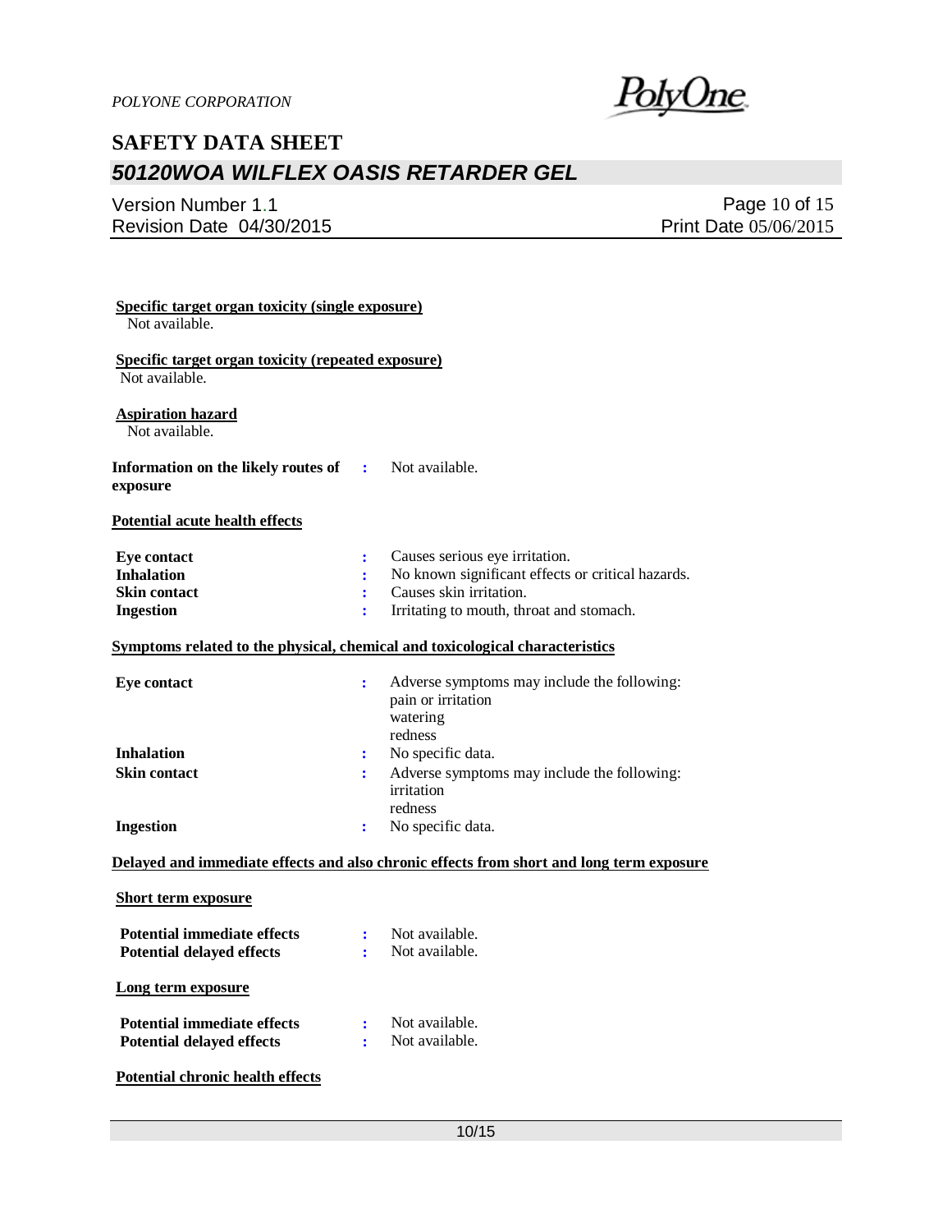**Specific target organ toxicity (single exposure)**

Not available.

**Specific target organ toxicity (repeated exposure)**

Not available.

**Aspiration hazard**

Not available.

**Information on the likely routes of exposure** : Not available.

**Potential acute health effects**

| | | |
|---|---|---|
| **Eye contact** | : | Causes serious eye irritation. |
| **Inhalation** | : | No known significant effects or critical hazards. |
| **Skin contact** | : | Causes skin irritation. |
| **Ingestion** | : | Irritating to mouth, throat and stomach. |

**Symptoms related to the physical, chemical and toxicological characteristics**

| | | |
|---|---|---|
| **Eye contact** | : | Adverse symptoms may include the following:<br>pain or irritation<br>watering<br>redness |
| **Inhalation** | : | No specific data. |
| **Skin contact** | : | Adverse symptoms may include the following:<br>irritation<br>redness |
| **Ingestion** | : | No specific data. |

**Delayed and immediate effects and also chronic effects from short and long term exposure**

**Short term exposure**

| | | |
|---|---|---|
| **Potential immediate effects** | : | Not available. |
| **Potential delayed effects** | : | Not available. |

**Long term exposure**

| | | |
|---|---|---|
| **Potential immediate effects** | : | Not available. |
| **Potential delayed effects** | : | Not available. |

**Potential chronic health effects**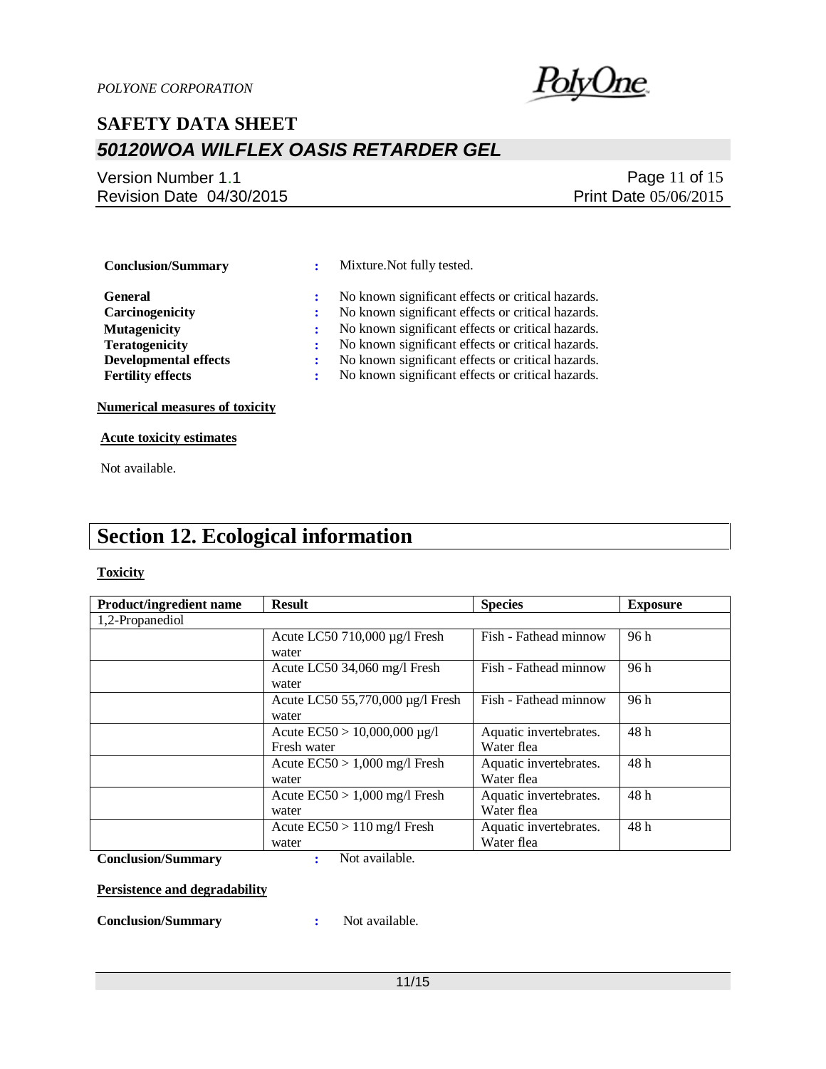**Conclusion/Summary** : Mixture.Not fully tested.

**General** : No known significant effects or critical hazards.
**Carcinogenicity** : No known significant effects or critical hazards.
**Mutagenicity** : No known significant effects or critical hazards.
**Teratogenicity** : No known significant effects or critical hazards.
**Developmental effects** : No known significant effects or critical hazards.
**Fertility effects** : No known significant effects or critical hazards.

**Numerical measures of toxicity**

**Acute toxicity estimates**

Not available.

# Section 12. Ecological information

**Toxicity**

| Product/ingredient name | Result | Species | Exposure |
|---|---|---|---|
| 1,2-Propanediol | | | |
| | Acute LC50 710,000 µg/l Fresh water | Fish - Fathead minnow | 96 h |
| | Acute LC50 34,060 mg/l Fresh water | Fish - Fathead minnow | 96 h |
| | Acute LC50 55,770,000 µg/l Fresh water | Fish - Fathead minnow | 96 h |
| | Acute EC50 > 10,000,000 µg/l Fresh water | Aquatic invertebrates. Water flea | 48 h |
| | Acute EC50 > 1,000 mg/l Fresh water | Aquatic invertebrates. Water flea | 48 h |
| | Acute EC50 > 1,000 mg/l Fresh water | Aquatic invertebrates. Water flea | 48 h |
| | Acute EC50 > 110 mg/l Fresh water | Aquatic invertebrates. Water flea | 48 h |

**Conclusion/Summary** : Not available.

**Persistence and degradability**

**Conclusion/Summary** : Not available.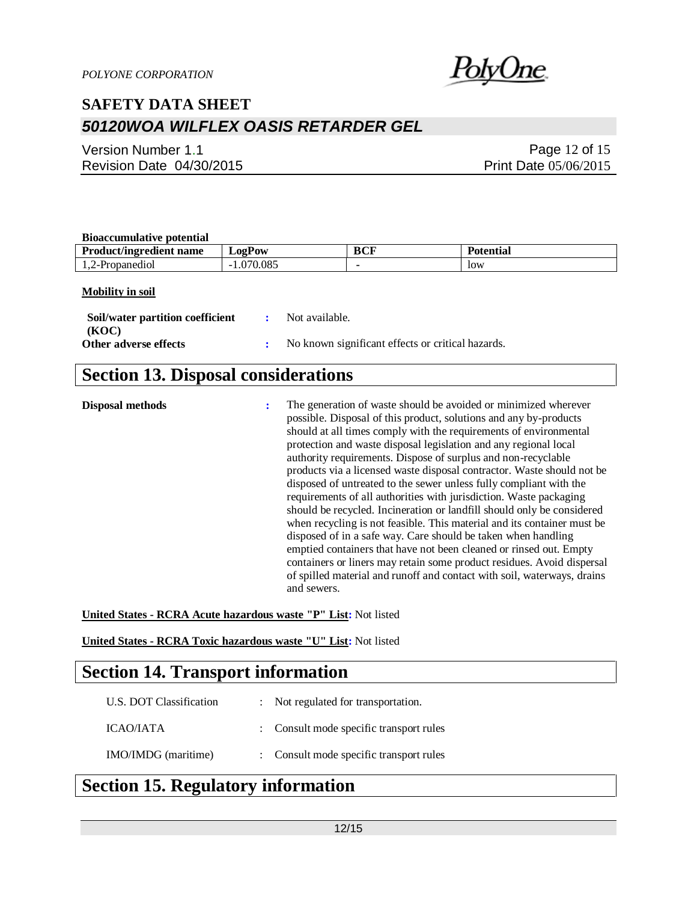**Bioaccumulative potential**

| Product/ingredient name | LogPow | BCF | Potential |
| --- | --- | --- | --- |
| 1,2-Propanediol | -1.070.085 | - | low |

**Mobility in soil**

**Soil/water partition coefficient (KOC)** : Not available.

**Other adverse effects** : No known significant effects or critical hazards.

## Section 13. Disposal considerations

**Disposal methods** : The generation of waste should be avoided or minimized wherever possible. Disposal of this product, solutions and any by-products should at all times comply with the requirements of environmental protection and waste disposal legislation and any regional local authority requirements. Dispose of surplus and non-recyclable products via a licensed waste disposal contractor. Waste should not be disposed of untreated to the sewer unless fully compliant with the requirements of all authorities with jurisdiction. Waste packaging should be recycled. Incineration or landfill should only be considered when recycling is not feasible. This material and its container must be disposed of in a safe way. Care should be taken when handling emptied containers that have not been cleaned or rinsed out. Empty containers or liners may retain some product residues. Avoid dispersal of spilled material and runoff and contact with soil, waterways, drains and sewers.

**United States - RCRA Acute hazardous waste "P" List:** Not listed

**United States - RCRA Toxic hazardous waste "U" List:** Not listed

## Section 14. Transport information

U.S. DOT Classification : Not regulated for transportation.

ICAO/IATA : Consult mode specific transport rules

IMO/IMDG (maritime) : Consult mode specific transport rules

## Section 15. Regulatory information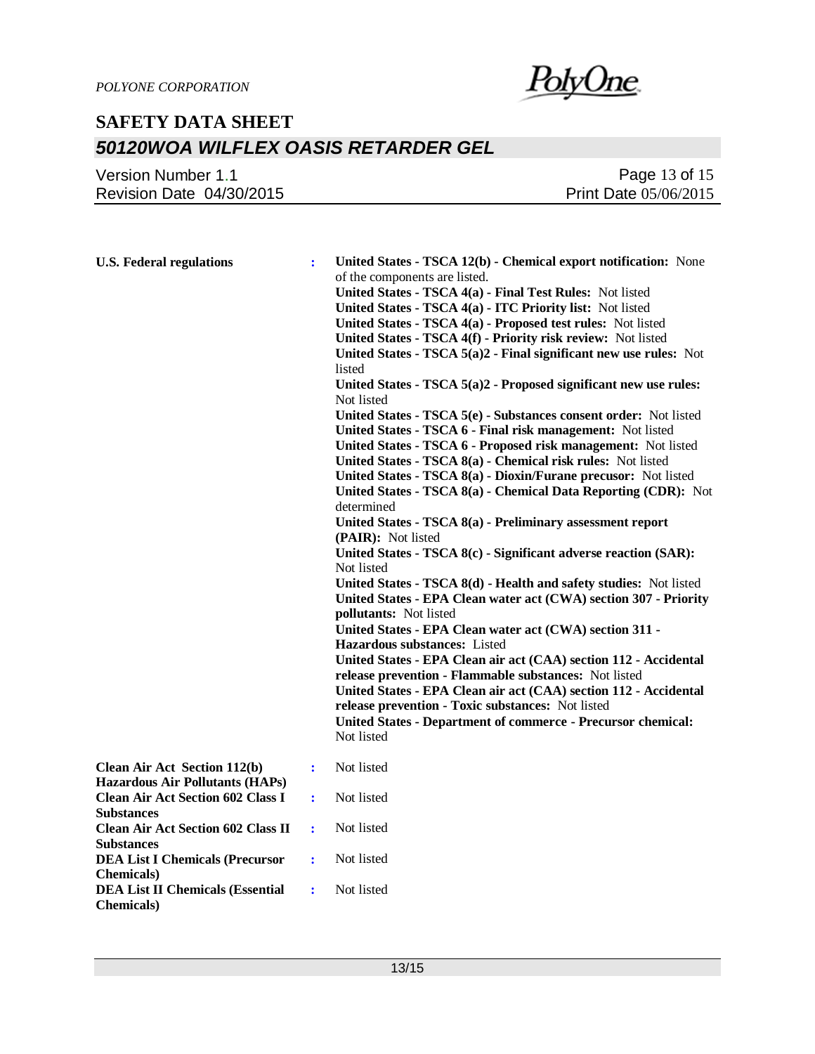**U.S. Federal regulations** : **United States - TSCA 12(b) - Chemical export notification:** None of the components are listed.
**United States - TSCA 4(a) - Final Test Rules:** Not listed
**United States - TSCA 4(a) - ITC Priority list:** Not listed
**United States - TSCA 4(a) - Proposed test rules:** Not listed
**United States - TSCA 4(f) - Priority risk review:** Not listed
**United States - TSCA 5(a)2 - Final significant new use rules:** Not listed
**United States - TSCA 5(a)2 - Proposed significant new use rules:** Not listed
**United States - TSCA 5(e) - Substances consent order:** Not listed
**United States - TSCA 6 - Final risk management:** Not listed
**United States - TSCA 6 - Proposed risk management:** Not listed
**United States - TSCA 8(a) - Chemical risk rules:** Not listed
**United States - TSCA 8(a) - Dioxin/Furane precusor:** Not listed
**United States - TSCA 8(a) - Chemical Data Reporting (CDR):** Not determined
**United States - TSCA 8(a) - Preliminary assessment report (PAIR):** Not listed
**United States - TSCA 8(c) - Significant adverse reaction (SAR):** Not listed
**United States - TSCA 8(d) - Health and safety studies:** Not listed
**United States - EPA Clean water act (CWA) section 307 - Priority pollutants:** Not listed
**United States - EPA Clean water act (CWA) section 311 - Hazardous substances:** Listed
**United States - EPA Clean air act (CAA) section 112 - Accidental release prevention - Flammable substances:** Not listed
**United States - EPA Clean air act (CAA) section 112 - Accidental release prevention - Toxic substances:** Not listed
**United States - Department of commerce - Precursor chemical:** Not listed

**Clean Air Act Section 112(b) Hazardous Air Pollutants (HAPs)** : Not listed

**Clean Air Act Section 602 Class I Substances** : Not listed

**Clean Air Act Section 602 Class II Substances** : Not listed

**DEA List I Chemicals (Precursor Chemicals)** : Not listed

**DEA List II Chemicals (Essential Chemicals)** : Not listed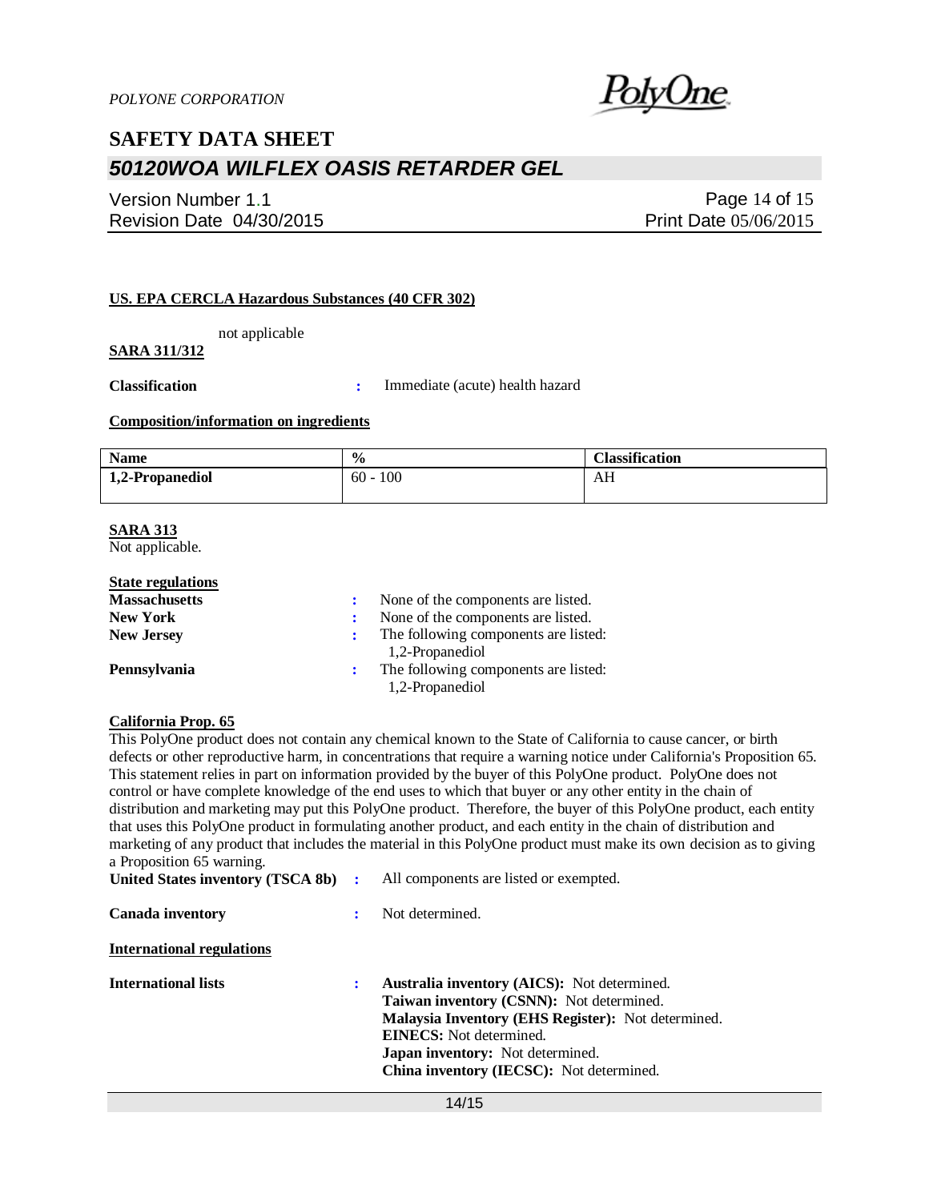**US. EPA CERCLA Hazardous Substances (40 CFR 302)**

not applicable

**SARA 311/312**

**Classification** : Immediate (acute) health hazard

**Composition/information on ingredients**

| Name | % | Classification |
|---|---|---|
| 1,2-Propanediol | 60 - 100 | AH |

**SARA 313**

Not applicable.

**State regulations**

**Massachusetts** : None of the components are listed.

**New York** : None of the components are listed.

**New Jersey** : The following components are listed:
1,2-Propanediol

**Pennsylvania** : The following components are listed:
1,2-Propanediol

**California Prop. 65**

This PolyOne product does not contain any chemical known to the State of California to cause cancer, or birth defects or other reproductive harm, in concentrations that require a warning notice under California's Proposition 65. This statement relies in part on information provided by the buyer of this PolyOne product. PolyOne does not control or have complete knowledge of the end uses to which that buyer or any other entity in the chain of distribution and marketing may put this PolyOne product. Therefore, the buyer of this PolyOne product, each entity that uses this PolyOne product in formulating another product, and each entity in the chain of distribution and marketing of any product that includes the material in this PolyOne product must make its own decision as to giving a Proposition 65 warning.

**United States inventory (TSCA 8b)** : All components are listed or exempted.

**Canada inventory** : Not determined.

**International regulations**

**International lists** :
**Australia inventory (AICS):** Not determined.
**Taiwan inventory (CSNN):** Not determined.
**Malaysia Inventory (EHS Register):** Not determined.
**EINECS:** Not determined.
**Japan inventory:** Not determined.
**China inventory (IECSC):** Not determined.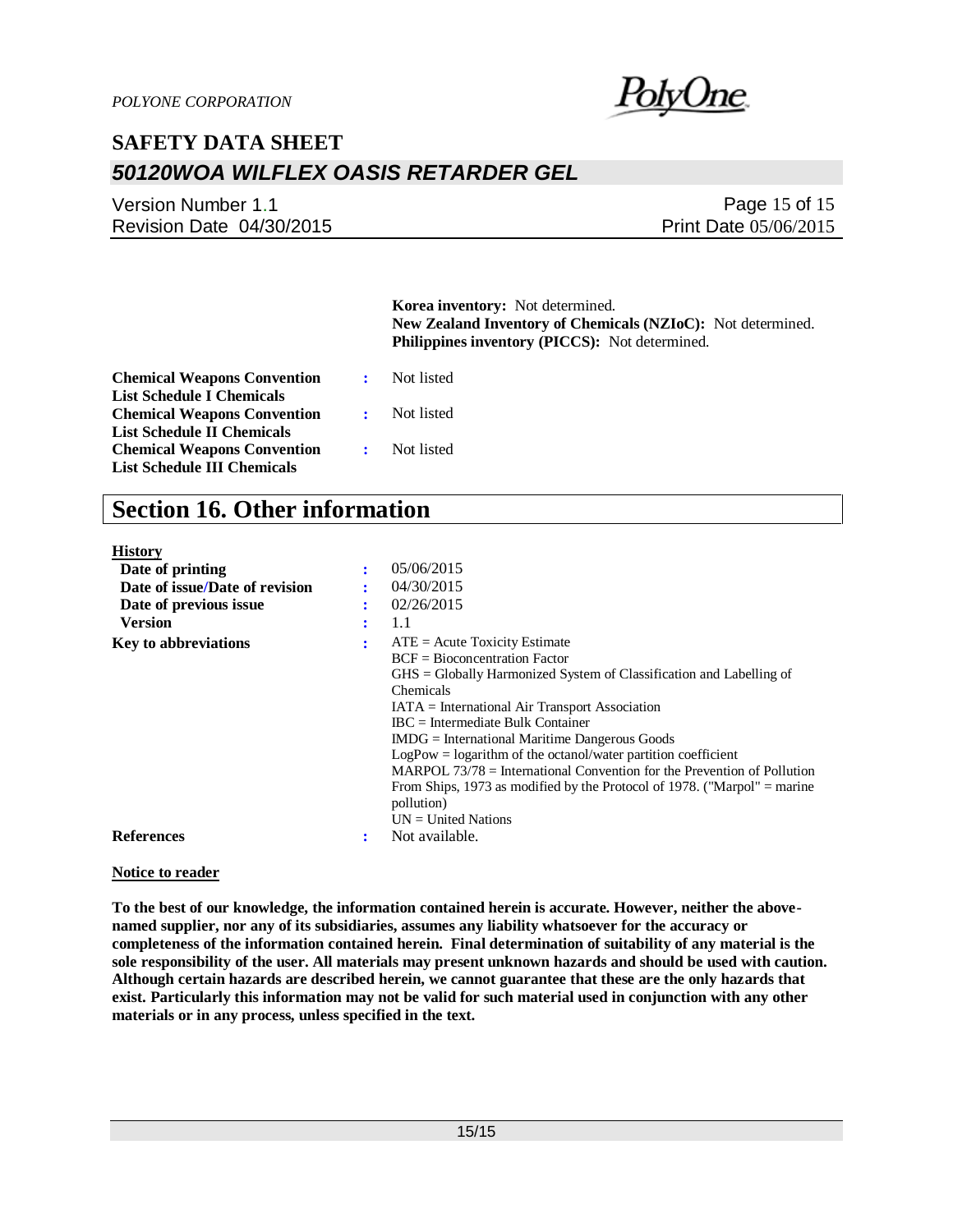**Korea inventory:** Not determined.
**New Zealand Inventory of Chemicals (NZIoC):** Not determined.
**Philippines inventory (PICCS):** Not determined.

| | | |
|---|---|---|
| **Chemical Weapons Convention List Schedule I Chemicals** | : | Not listed |
| **Chemical Weapons Convention List Schedule II Chemicals** | : | Not listed |
| **Chemical Weapons Convention List Schedule III Chemicals** | : | Not listed |

# Section 16. Other information

**History**

| | | |
|---|---|---|
| **Date of printing** | : | 05/06/2015 |
| **Date of issue/Date of revision** | : | 04/30/2015 |
| **Date of previous issue** | : | 02/26/2015 |
| **Version** | : | 1.1 |
| **Key to abbreviations** | : | ATE = Acute Toxicity Estimate<br>BCF = Bioconcentration Factor<br>GHS = Globally Harmonized System of Classification and Labelling of Chemicals<br>IATA = International Air Transport Association<br>IBC = Intermediate Bulk Container<br>IMDG = International Maritime Dangerous Goods<br>LogPow = logarithm of the octanol/water partition coefficient<br>MARPOL 73/78 = International Convention for the Prevention of Pollution From Ships, 1973 as modified by the Protocol of 1978. ("Marpol" = marine pollution)<br>UN = United Nations |
| **References** | : | Not available. |

**Notice to reader**

**To the best of our knowledge, the information contained herein is accurate. However, neither the above-named supplier, nor any of its subsidiaries, assumes any liability whatsoever for the accuracy or completeness of the information contained herein. Final determination of suitability of any material is the sole responsibility of the user. All materials may present unknown hazards and should be used with caution. Although certain hazards are described herein, we cannot guarantee that these are the only hazards that exist. Particularly this information may not be valid for such material used in conjunction with any other materials or in any process, unless specified in the text.**